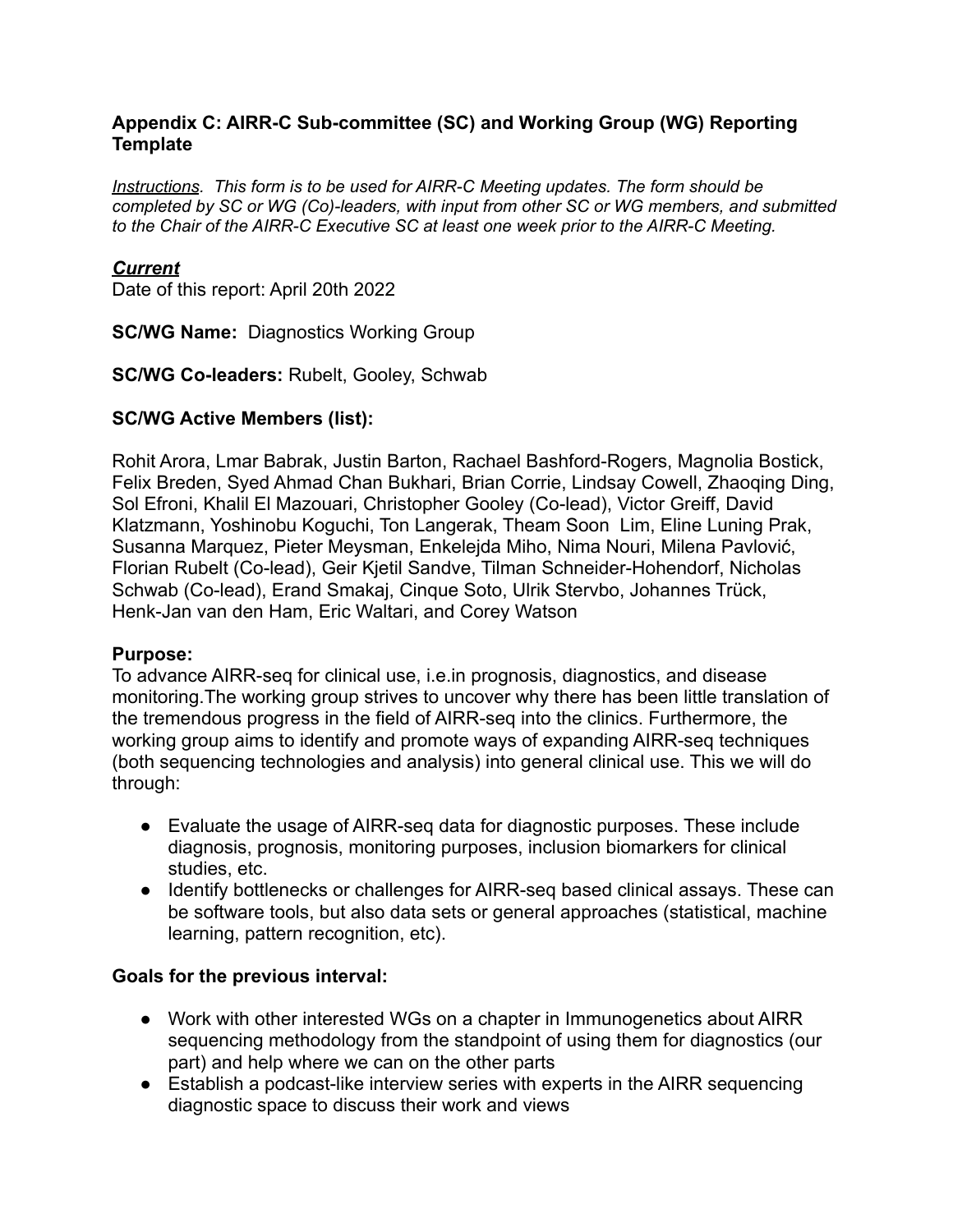### Appendix C: AIRR-C Sub-committee (SC) and Working Group (WG) Reporting Template

*<u>Instructions</u>. This form is to be used for AIRR-C Meeting updates. The form should be completed by SC or WG (Co)-leaders, with input from other SC or WG members, and submitted to the Chair of the AIRR-C Executive SC at least one week prior to the AIRR-C Meeting.*

***<u>Current</u>***

Date of this report: April 20th 2022

**SC/WG Name:** Diagnostics Working Group

**SC/WG Co-leaders:** Rubelt, Gooley, Schwab

**SC/WG Active Members (list):**

Rohit Arora, Lmar Babrak, Justin Barton, Rachael Bashford-Rogers, Magnolia Bostick, Felix Breden, Syed Ahmad Chan Bukhari, Brian Corrie, Lindsay Cowell, Zhaoqing Ding, Sol Efroni, Khalil El Mazouari, Christopher Gooley (Co-lead), Victor Greiff, David Klatzmann, Yoshinobu Koguchi, Ton Langerak, Theam Soon Lim, Eline Luning Prak, Susanna Marquez, Pieter Meysman, Enkelejda Miho, Nima Nouri, Milena Pavlović, Florian Rubelt (Co-lead), Geir Kjetil Sandve, Tilman Schneider-Hohendorf, Nicholas Schwab (Co-lead), Erand Smakaj, Cinque Soto, Ulrik Stervbo, Johannes Trück, Henk-Jan van den Ham, Eric Waltari, and Corey Watson

**Purpose:**

To advance AIRR-seq for clinical use, i.e.in prognosis, diagnostics, and disease monitoring.The working group strives to uncover why there has been little translation of the tremendous progress in the field of AIRR-seq into the clinics. Furthermore, the working group aims to identify and promote ways of expanding AIRR-seq techniques (both sequencing technologies and analysis) into general clinical use. This we will do through:

- Evaluate the usage of AIRR-seq data for diagnostic purposes. These include diagnosis, prognosis, monitoring purposes, inclusion biomarkers for clinical studies, etc.
- Identify bottlenecks or challenges for AIRR-seq based clinical assays. These can be software tools, but also data sets or general approaches (statistical, machine learning, pattern recognition, etc).

**Goals for the previous interval:**

- Work with other interested WGs on a chapter in Immunogenetics about AIRR sequencing methodology from the standpoint of using them for diagnostics (our part) and help where we can on the other parts
- Establish a podcast-like interview series with experts in the AIRR sequencing diagnostic space to discuss their work and views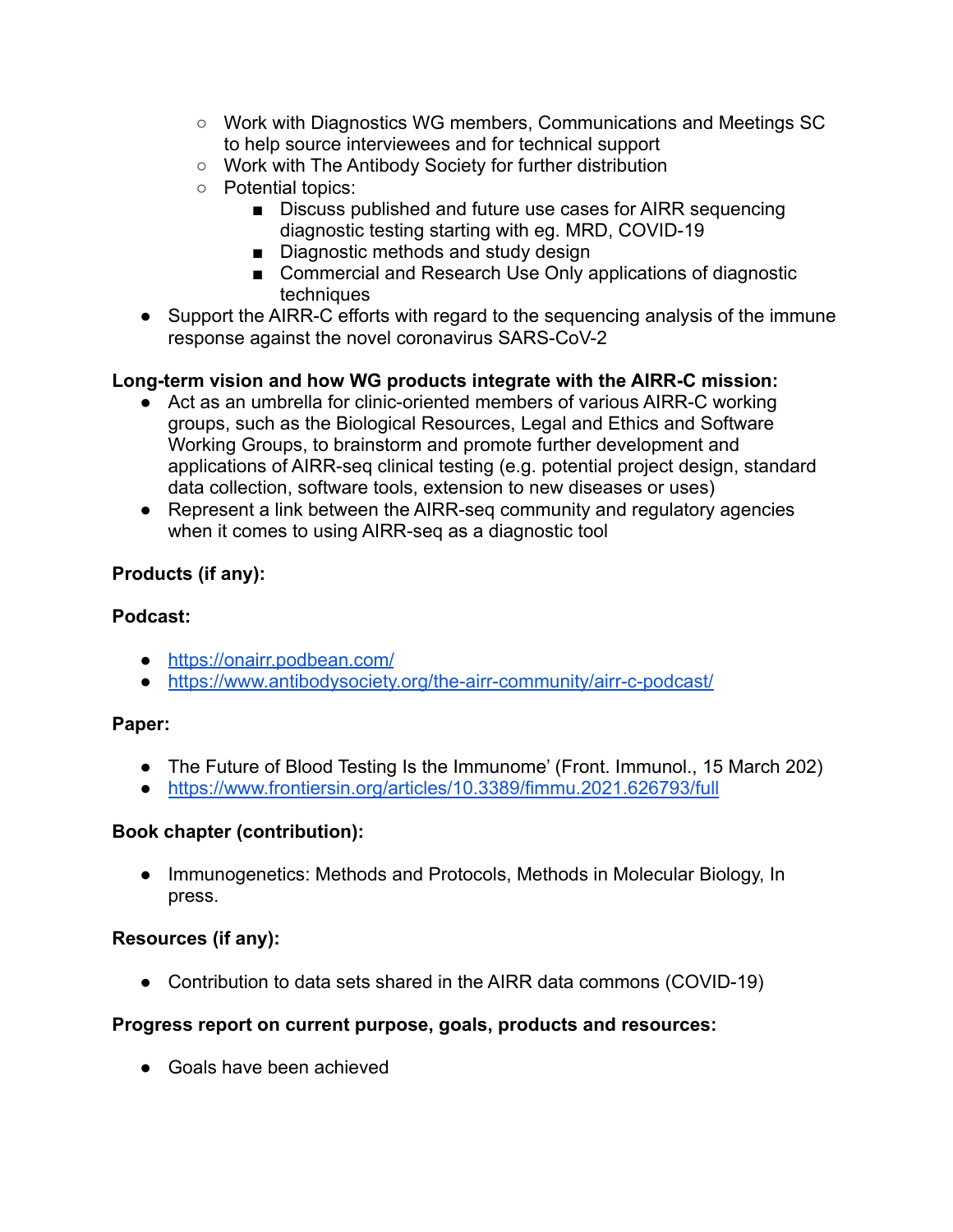- Work with Diagnostics WG members, Communications and Meetings SC to help source interviewees and for technical support
    - Work with The Antibody Society for further distribution
    - Potential topics:
        - Discuss published and future use cases for AIRR sequencing diagnostic testing starting with eg. MRD, COVID-19
        - Diagnostic methods and study design
        - Commercial and Research Use Only applications of diagnostic techniques
- Support the AIRR-C efforts with regard to the sequencing analysis of the immune response against the novel coronavirus SARS-CoV-2

**Long-term vision and how WG products integrate with the AIRR-C mission:**

- Act as an umbrella for clinic-oriented members of various AIRR-C working groups, such as the Biological Resources, Legal and Ethics and Software Working Groups, to brainstorm and promote further development and applications of AIRR-seq clinical testing (e.g. potential project design, standard data collection, software tools, extension to new diseases or uses)
- Represent a link between the AIRR-seq community and regulatory agencies when it comes to using AIRR-seq as a diagnostic tool

**Products (if any):**

**Podcast:**

- https://onairr.podbean.com/
- https://www.antibodysociety.org/the-airr-community/airr-c-podcast/

**Paper:**

- The Future of Blood Testing Is the Immunome' (Front. Immunol., 15 March 202)
- https://www.frontiersin.org/articles/10.3389/fimmu.2021.626793/full

**Book chapter (contribution):**

- Immunogenetics: Methods and Protocols, Methods in Molecular Biology, In press.

**Resources (if any):**

- Contribution to data sets shared in the AIRR data commons (COVID-19)

**Progress report on current purpose, goals, products and resources:**

- Goals have been achieved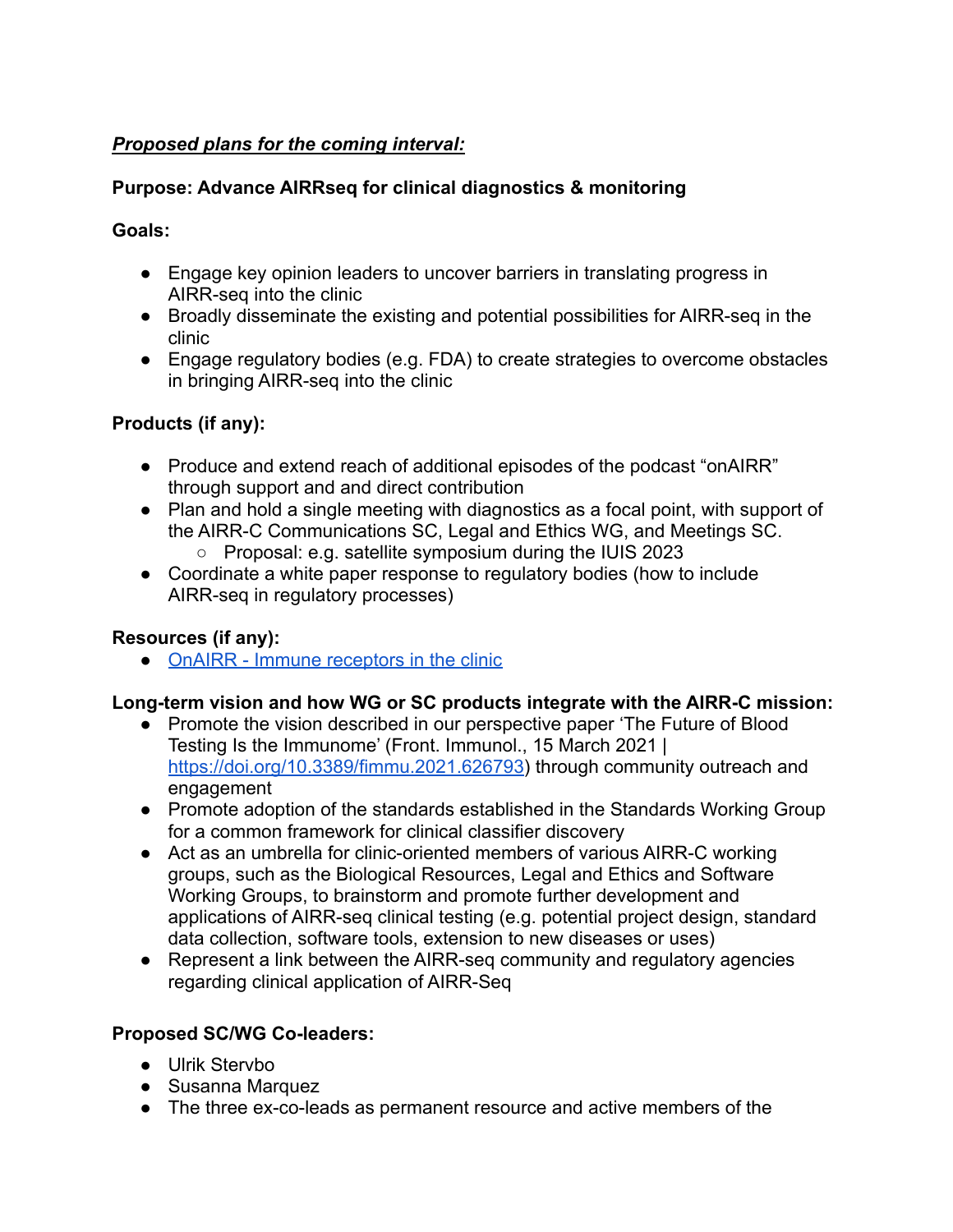***Proposed plans for the coming interval:***

**Purpose: Advance AIRRseq for clinical diagnostics & monitoring**

**Goals:**

- Engage key opinion leaders to uncover barriers in translating progress in AIRR-seq into the clinic
- Broadly disseminate the existing and potential possibilities for AIRR-seq in the clinic
- Engage regulatory bodies (e.g. FDA) to create strategies to overcome obstacles in bringing AIRR-seq into the clinic

**Products (if any):**

- Produce and extend reach of additional episodes of the podcast "onAIRR" through support and and direct contribution
- Plan and hold a single meeting with diagnostics as a focal point, with support of the AIRR-C Communications SC, Legal and Ethics WG, and Meetings SC.
  - Proposal: e.g. satellite symposium during the IUIS 2023
- Coordinate a white paper response to regulatory bodies (how to include AIRR-seq in regulatory processes)

**Resources (if any):**

- [OnAIRR - Immune receptors in the clinic]()

**Long-term vision and how WG or SC products integrate with the AIRR-C mission:**

- Promote the vision described in our perspective paper 'The Future of Blood Testing Is the Immunome' (Front. Immunol., 15 March 2021 | [https://doi.org/10.3389/fimmu.2021.626793](https://doi.org/10.3389/fimmu.2021.626793)) through community outreach and engagement
- Promote adoption of the standards established in the Standards Working Group for a common framework for clinical classifier discovery
- Act as an umbrella for clinic-oriented members of various AIRR-C working groups, such as the Biological Resources, Legal and Ethics and Software Working Groups, to brainstorm and promote further development and applications of AIRR-seq clinical testing (e.g. potential project design, standard data collection, software tools, extension to new diseases or uses)
- Represent a link between the AIRR-seq community and regulatory agencies regarding clinical application of AIRR-Seq

**Proposed SC/WG Co-leaders:**

- Ulrik Stervbo
- Susanna Marquez
- The three ex-co-leads as permanent resource and active members of the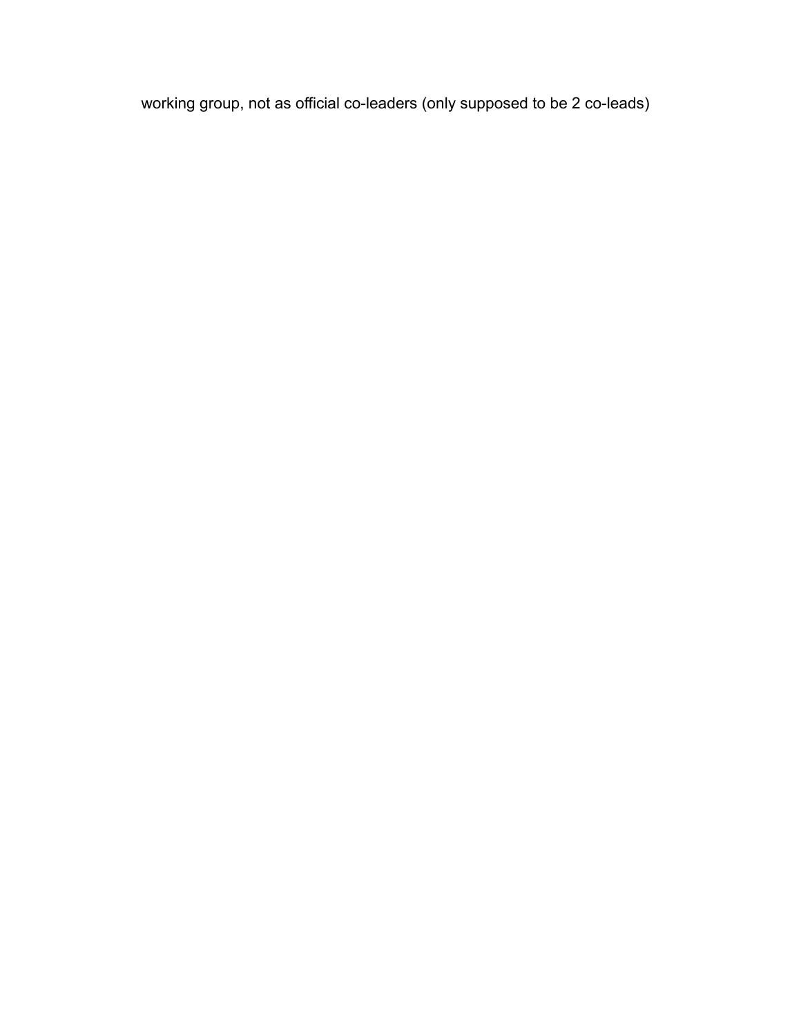working group, not as official co-leaders (only supposed to be 2 co-leads)